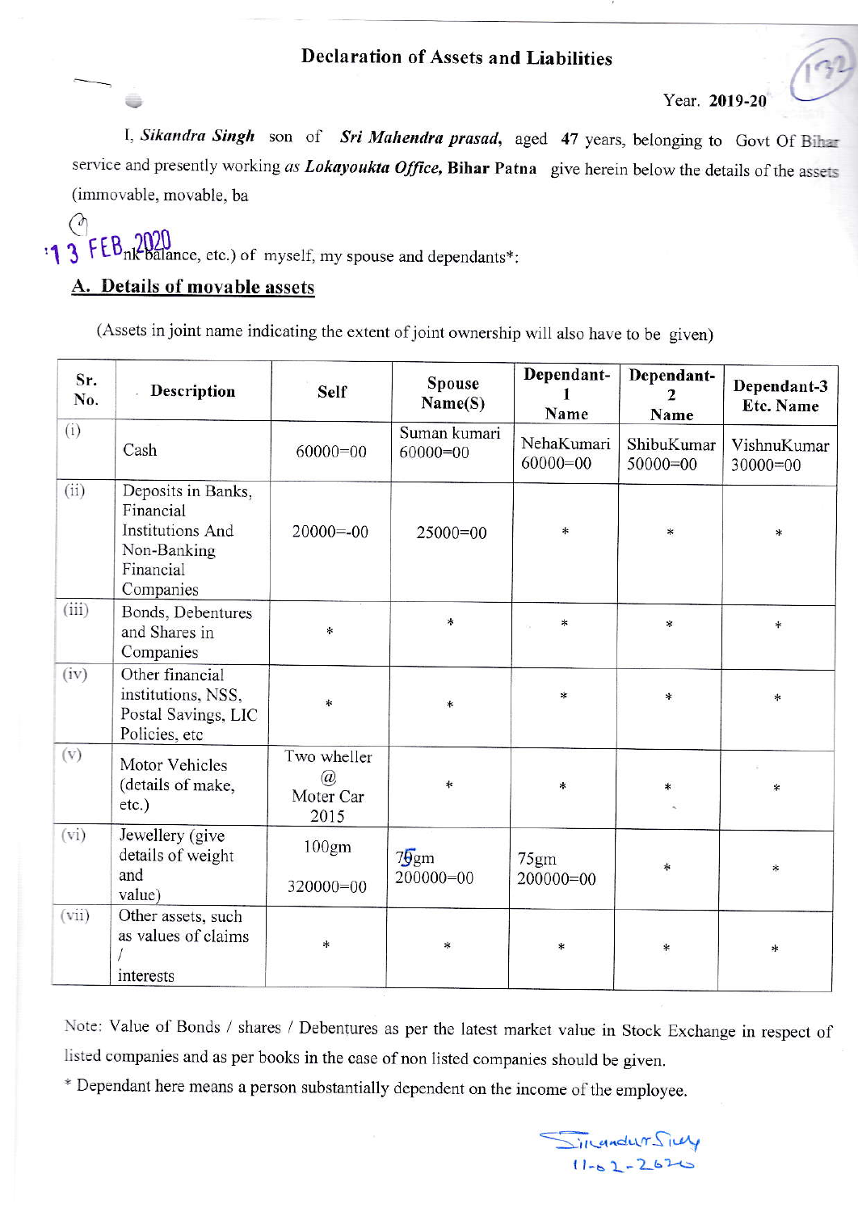## Declaration of Assets and Liabilities

Year. **2019-20**

I, *Sikandra Singh* son of *Sri Mahendra prasad*, aged **47** years, belonging to Govt Of Bihar service and presently working *as Lokayoukta Office,* **Bihar Patna** give herein below the details of the assets (immovable, movable, bank balance, etc.) of myself, my spouse and dependants*:

13 FEB 2020

### A. Details of movable assets

(Assets in joint name indicating the extent of joint ownership will also have to be given)

| Sr. No. | Description | Self | Spouse Name(S) | Dependant-1 Name | Dependant-2 Name | Dependant-3 Etc. Name |
|---|---|---|---|---|---|---|
| (i) | Cash | 60000=00 | Suman kumari 60000=00 | NehaKumari 60000=00 | ShibuKumar 50000=00 | VishnuKumar 30000=00 |
| (ii) | Deposits in Banks, Financial Institutions And Non-Banking Financial Companies | 20000=-00 | 25000=00 | * | * | * |
| (iii) | Bonds, Debentures and Shares in Companies | * | * | * | * | * |
| (iv) | Other financial institutions, NSS, Postal Savings, LIC Policies, etc | * | * | * | * | * |
| (v) | Motor Vehicles (details of make, etc.) | Two wheeler @ Moter Car 2015 | * | * | * | * |
| (vi) | Jewellery (give details of weight and value) | 100gm 320000=00 | 75gm 200000=00 | 75gm 200000=00 | * | * |
| (vii) | Other assets, such as values of claims / interests | * | * | * | * | * |

Note: Value of Bonds / shares / Debentures as per the latest market value in Stock Exchange in respect of listed companies and as per books in the case of non listed companies should be given.

\* Dependant here means a person substantially dependent on the income of the employee.

Sikandar Singh
11-02-2020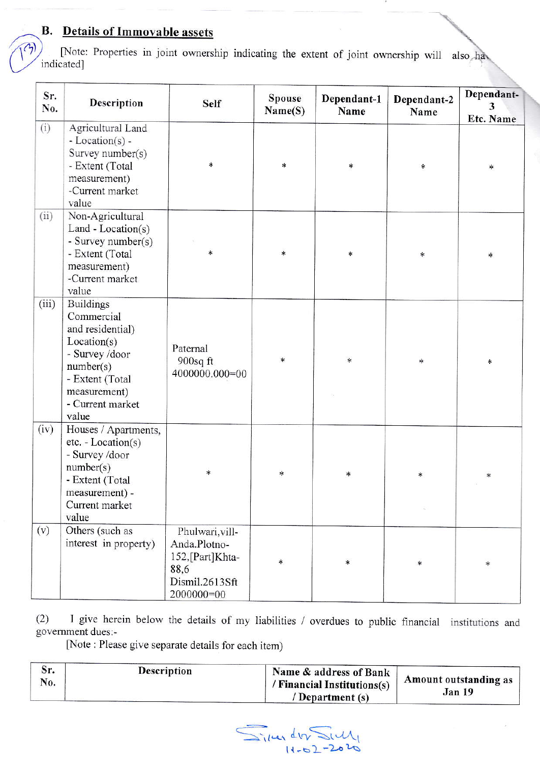## B. Details of Immovable assets

[Note: Properties in joint ownership indicating the extent of joint ownership will also ha indicated]

| Sr. No. | Description | Self | Spouse Name(S) | Dependant-1 Name | Dependant-2 Name | Dependant-3 Etc. Name |
|---|---|---|---|---|---|---|
| (i) | Agricultural Land - Location(s) - Survey number(s) - Extent (Total measurement) -Current market value | * | * | * | * | * |
| (ii) | Non-Agricultural Land - Location(s) - Survey number(s) - Extent (Total measurement) -Current market value | * | * | * | * | * |
| (iii) | Buildings Commercial and residential) Location(s) - Survey /door number(s) - Extent (Total measurement) - Current market value | Paternal 900sq ft 4000000.000=00 | * | * | * | * |
| (iv) | Houses / Apartments, etc. - Location(s) - Survey /door number(s) - Extent (Total measurement) - Current market value | * | * | * | * | * |
| (v) | Others (such as interest in property) | Phulwari,vill-Anda.Plotno-152,[Part]Khta-88,6 Dismil.2613Sft 2000000=00 | * | * | * | * |

(2) I give herein below the details of my liabilities / overdues to public financial institutions and government dues:-

[Note : Please give separate details for each item)

| Sr. No. | Description | Name & address of Bank / Financial Institutions(s) / Department (s) | Amount outstanding as Jan 19 |
|---|---|---|---|

11-02-2020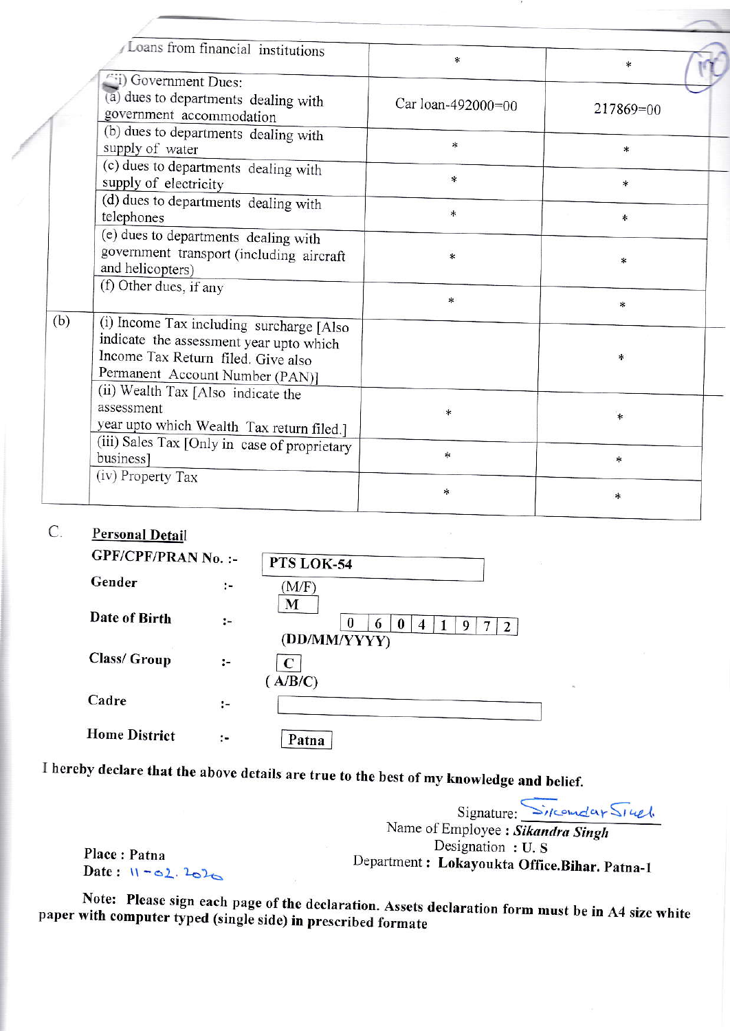| | | | |
|---|---|---|---|
| | Loans from financial institutions | * | * |
| | (ii) Government Dues: (a) dues to departments dealing with government accommodation | Car loan-492000=00 | 217869=00 |
| | (b) dues to departments dealing with supply of water | * | * |
| | (c) dues to departments dealing with supply of electricity | * | * |
| | (d) dues to departments dealing with telephones | * | * |
| | (e) dues to departments dealing with government transport (including aircraft and helicopters) | * | * |
| | (f) Other dues, if any | * | * |
| (b) | (i) Income Tax including surcharge [Also indicate the assessment year upto which Income Tax Return filed. Give also Permanent Account Number (PAN)] | | * |
| | (ii) Wealth Tax [Also indicate the assessment year upto which Wealth Tax return filed.] | * | * |
| | (iii) Sales Tax [Only in case of proprietary business] | * | * |
| | (iv) Property Tax | * | * |

C. **Personal Detail**

**GPF/CPF/PRAN No. :-** PTS LOK-54

**Gender** :- (M/F) M

**Date of Birth** :- 0 6 0 4 1 9 7 2 **(DD/MM/YYYY)**

**Class/ Group** :- C (A/B/C)

**Cadre** :-

**Home District** :- Patna

**I hereby declare that the above details are true to the best of my knowledge and belief.**

Signature: Sikandar Singh

Name of Employee : ***Sikandra Singh***

Designation : **U. S**

Department : **Lokayoukta Office.Bihar. Patna-1**

Place : Patna

Date : 11-02.2026

**Note: Please sign each page of the declaration. Assets declaration form must be in A4 size white paper with computer typed (single side) in prescribed formate**